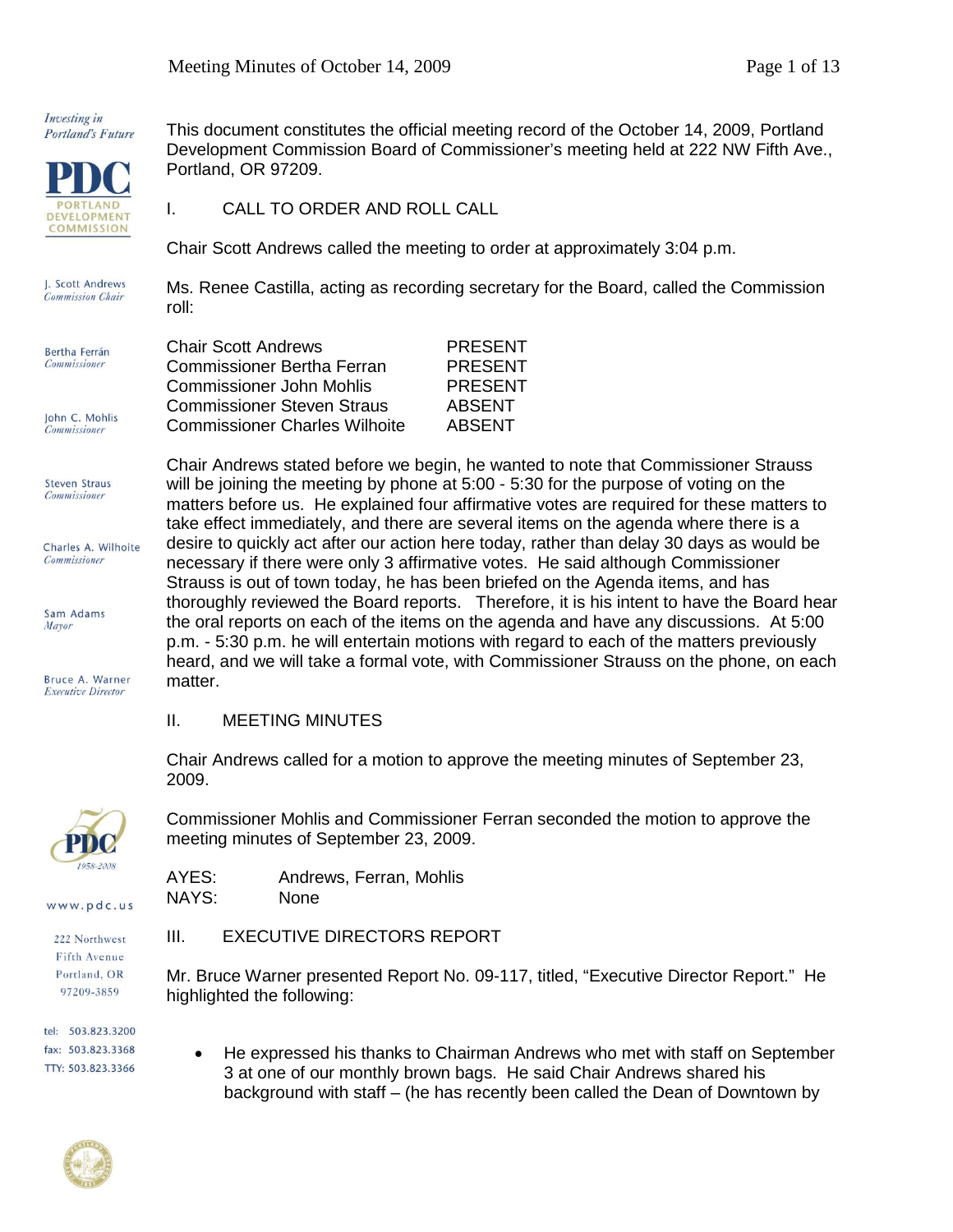Investing in Portland's Future

PDC PORTLAND DEVELOPMENT COMMISSION

J. Scott Andrews
*Commission Chair*

Bertha Ferrán
*Commissioner*

John C. Mohlis
*Commissioner*

Steven Straus
*Commissioner*

Charles A. Wilhoite
*Commissioner*

Sam Adams
*Mayor*

Bruce A. Warner
*Executive Director*

www.pdc.us

222 Northwest Fifth Avenue
Portland, OR 97209-3859

tel: 503.823.3200
fax: 503.823.3368
TTY: 503.823.3366

This document constitutes the official meeting record of the October 14, 2009, Portland Development Commission Board of Commissioner's meeting held at 222 NW Fifth Ave., Portland, OR 97209.

## I. CALL TO ORDER AND ROLL CALL

Chair Scott Andrews called the meeting to order at approximately 3:04 p.m.

Ms. Renee Castilla, acting as recording secretary for the Board, called the Commission roll:

| | |
|---|---|
| Chair Scott Andrews | PRESENT |
| Commissioner Bertha Ferran | PRESENT |
| Commissioner John Mohlis | PRESENT |
| Commissioner Steven Straus | ABSENT |
| Commissioner Charles Wilhoite | ABSENT |

Chair Andrews stated before we begin, he wanted to note that Commissioner Strauss will be joining the meeting by phone at 5:00 - 5:30 for the purpose of voting on the matters before us. He explained four affirmative votes are required for these matters to take effect immediately, and there are several items on the agenda where there is a desire to quickly act after our action here today, rather than delay 30 days as would be necessary if there were only 3 affirmative votes. He said although Commissioner Strauss is out of town today, he has been briefed on the Agenda items, and has thoroughly reviewed the Board reports. Therefore, it is his intent to have the Board hear the oral reports on each of the items on the agenda and have any discussions. At 5:00 p.m. - 5:30 p.m. he will entertain motions with regard to each of the matters previously heard, and we will take a formal vote, with Commissioner Strauss on the phone, on each matter.

## II. MEETING MINUTES

Chair Andrews called for a motion to approve the meeting minutes of September 23, 2009.

Commissioner Mohlis and Commissioner Ferran seconded the motion to approve the meeting minutes of September 23, 2009.

| | |
|---|---|
| AYES: | Andrews, Ferran, Mohlis |
| NAYS: | None |

## III. EXECUTIVE DIRECTORS REPORT

Mr. Bruce Warner presented Report No. 09-117, titled, "Executive Director Report." He highlighted the following:

- He expressed his thanks to Chairman Andrews who met with staff on September 3 at one of our monthly brown bags. He said Chair Andrews shared his background with staff – (he has recently been called the Dean of Downtown by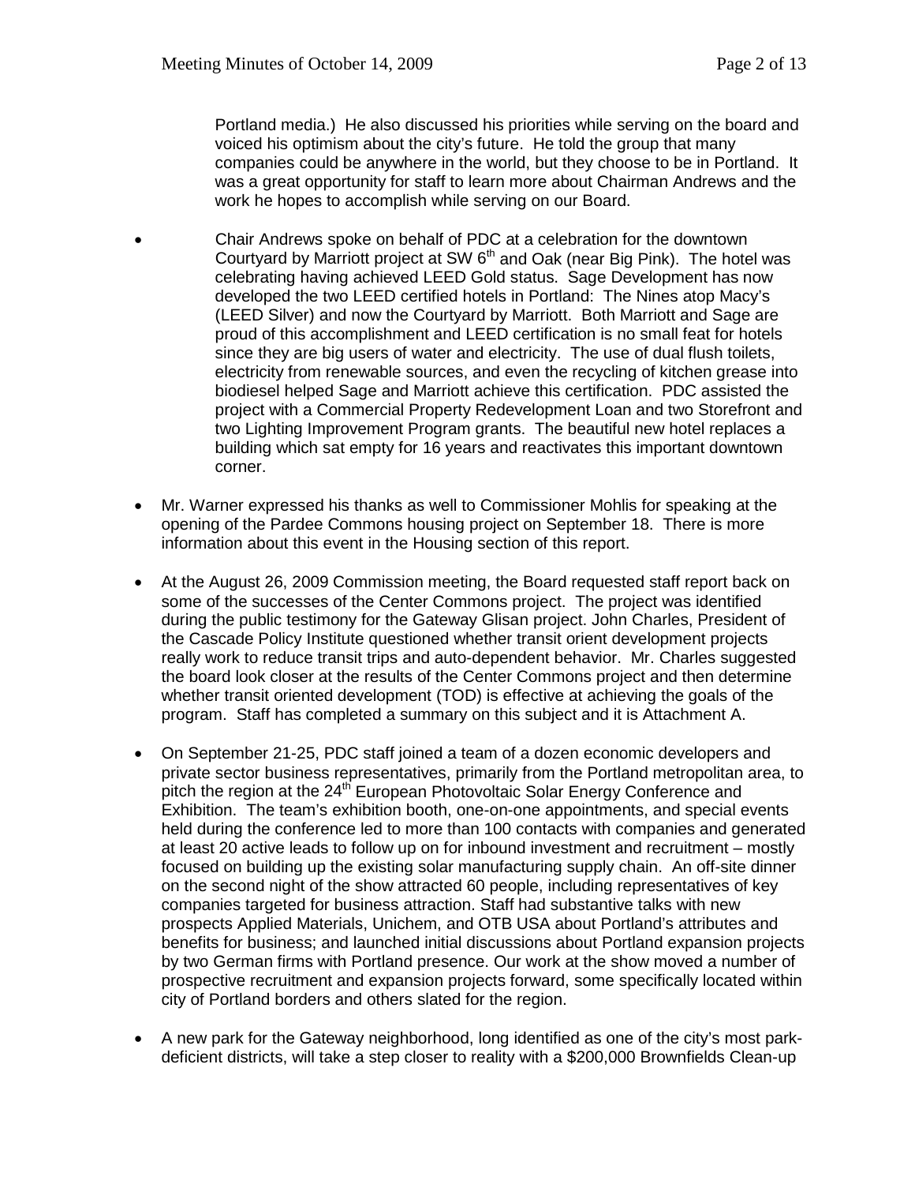Portland media.) He also discussed his priorities while serving on the board and voiced his optimism about the city's future. He told the group that many companies could be anywhere in the world, but they choose to be in Portland. It was a great opportunity for staff to learn more about Chairman Andrews and the work he hopes to accomplish while serving on our Board.

- Chair Andrews spoke on behalf of PDC at a celebration for the downtown Courtyard by Marriott project at SW 6th and Oak (near Big Pink). The hotel was celebrating having achieved LEED Gold status. Sage Development has now developed the two LEED certified hotels in Portland: The Nines atop Macy's (LEED Silver) and now the Courtyard by Marriott. Both Marriott and Sage are proud of this accomplishment and LEED certification is no small feat for hotels since they are big users of water and electricity. The use of dual flush toilets, electricity from renewable sources, and even the recycling of kitchen grease into biodiesel helped Sage and Marriott achieve this certification. PDC assisted the project with a Commercial Property Redevelopment Loan and two Storefront and two Lighting Improvement Program grants. The beautiful new hotel replaces a building which sat empty for 16 years and reactivates this important downtown corner.

- Mr. Warner expressed his thanks as well to Commissioner Mohlis for speaking at the opening of the Pardee Commons housing project on September 18. There is more information about this event in the Housing section of this report.

- At the August 26, 2009 Commission meeting, the Board requested staff report back on some of the successes of the Center Commons project. The project was identified during the public testimony for the Gateway Glisan project. John Charles, President of the Cascade Policy Institute questioned whether transit orient development projects really work to reduce transit trips and auto-dependent behavior. Mr. Charles suggested the board look closer at the results of the Center Commons project and then determine whether transit oriented development (TOD) is effective at achieving the goals of the program. Staff has completed a summary on this subject and it is Attachment A.

- On September 21-25, PDC staff joined a team of a dozen economic developers and private sector business representatives, primarily from the Portland metropolitan area, to pitch the region at the 24th European Photovoltaic Solar Energy Conference and Exhibition. The team's exhibition booth, one-on-one appointments, and special events held during the conference led to more than 100 contacts with companies and generated at least 20 active leads to follow up on for inbound investment and recruitment – mostly focused on building up the existing solar manufacturing supply chain. An off-site dinner on the second night of the show attracted 60 people, including representatives of key companies targeted for business attraction. Staff had substantive talks with new prospects Applied Materials, Unichem, and OTB USA about Portland's attributes and benefits for business; and launched initial discussions about Portland expansion projects by two German firms with Portland presence. Our work at the show moved a number of prospective recruitment and expansion projects forward, some specifically located within city of Portland borders and others slated for the region.

- A new park for the Gateway neighborhood, long identified as one of the city's most park-deficient districts, will take a step closer to reality with a $200,000 Brownfields Clean-up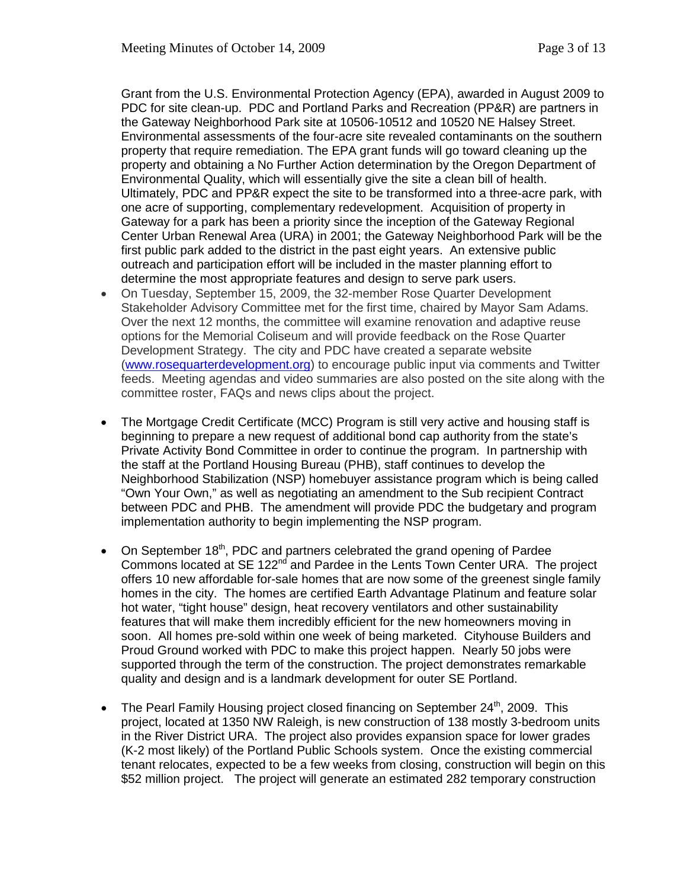Grant from the U.S. Environmental Protection Agency (EPA), awarded in August 2009 to PDC for site clean-up. PDC and Portland Parks and Recreation (PP&R) are partners in the Gateway Neighborhood Park site at 10506-10512 and 10520 NE Halsey Street. Environmental assessments of the four-acre site revealed contaminants on the southern property that require remediation. The EPA grant funds will go toward cleaning up the property and obtaining a No Further Action determination by the Oregon Department of Environmental Quality, which will essentially give the site a clean bill of health. Ultimately, PDC and PP&R expect the site to be transformed into a three-acre park, with one acre of supporting, complementary redevelopment. Acquisition of property in Gateway for a park has been a priority since the inception of the Gateway Regional Center Urban Renewal Area (URA) in 2001; the Gateway Neighborhood Park will be the first public park added to the district in the past eight years. An extensive public outreach and participation effort will be included in the master planning effort to determine the most appropriate features and design to serve park users.

- On Tuesday, September 15, 2009, the 32-member Rose Quarter Development Stakeholder Advisory Committee met for the first time, chaired by Mayor Sam Adams. Over the next 12 months, the committee will examine renovation and adaptive reuse options for the Memorial Coliseum and will provide feedback on the Rose Quarter Development Strategy. The city and PDC have created a separate website (www.rosequarterdevelopment.org) to encourage public input via comments and Twitter feeds. Meeting agendas and video summaries are also posted on the site along with the committee roster, FAQs and news clips about the project.

- The Mortgage Credit Certificate (MCC) Program is still very active and housing staff is beginning to prepare a new request of additional bond cap authority from the state's Private Activity Bond Committee in order to continue the program. In partnership with the staff at the Portland Housing Bureau (PHB), staff continues to develop the Neighborhood Stabilization (NSP) homebuyer assistance program which is being called "Own Your Own," as well as negotiating an amendment to the Sub recipient Contract between PDC and PHB. The amendment will provide PDC the budgetary and program implementation authority to begin implementing the NSP program.

- On September 18th, PDC and partners celebrated the grand opening of Pardee Commons located at SE 122nd and Pardee in the Lents Town Center URA. The project offers 10 new affordable for-sale homes that are now some of the greenest single family homes in the city. The homes are certified Earth Advantage Platinum and feature solar hot water, "tight house" design, heat recovery ventilators and other sustainability features that will make them incredibly efficient for the new homeowners moving in soon. All homes pre-sold within one week of being marketed. Cityhouse Builders and Proud Ground worked with PDC to make this project happen. Nearly 50 jobs were supported through the term of the construction. The project demonstrates remarkable quality and design and is a landmark development for outer SE Portland.

- The Pearl Family Housing project closed financing on September 24th, 2009. This project, located at 1350 NW Raleigh, is new construction of 138 mostly 3-bedroom units in the River District URA. The project also provides expansion space for lower grades (K-2 most likely) of the Portland Public Schools system. Once the existing commercial tenant relocates, expected to be a few weeks from closing, construction will begin on this \$52 million project. The project will generate an estimated 282 temporary construction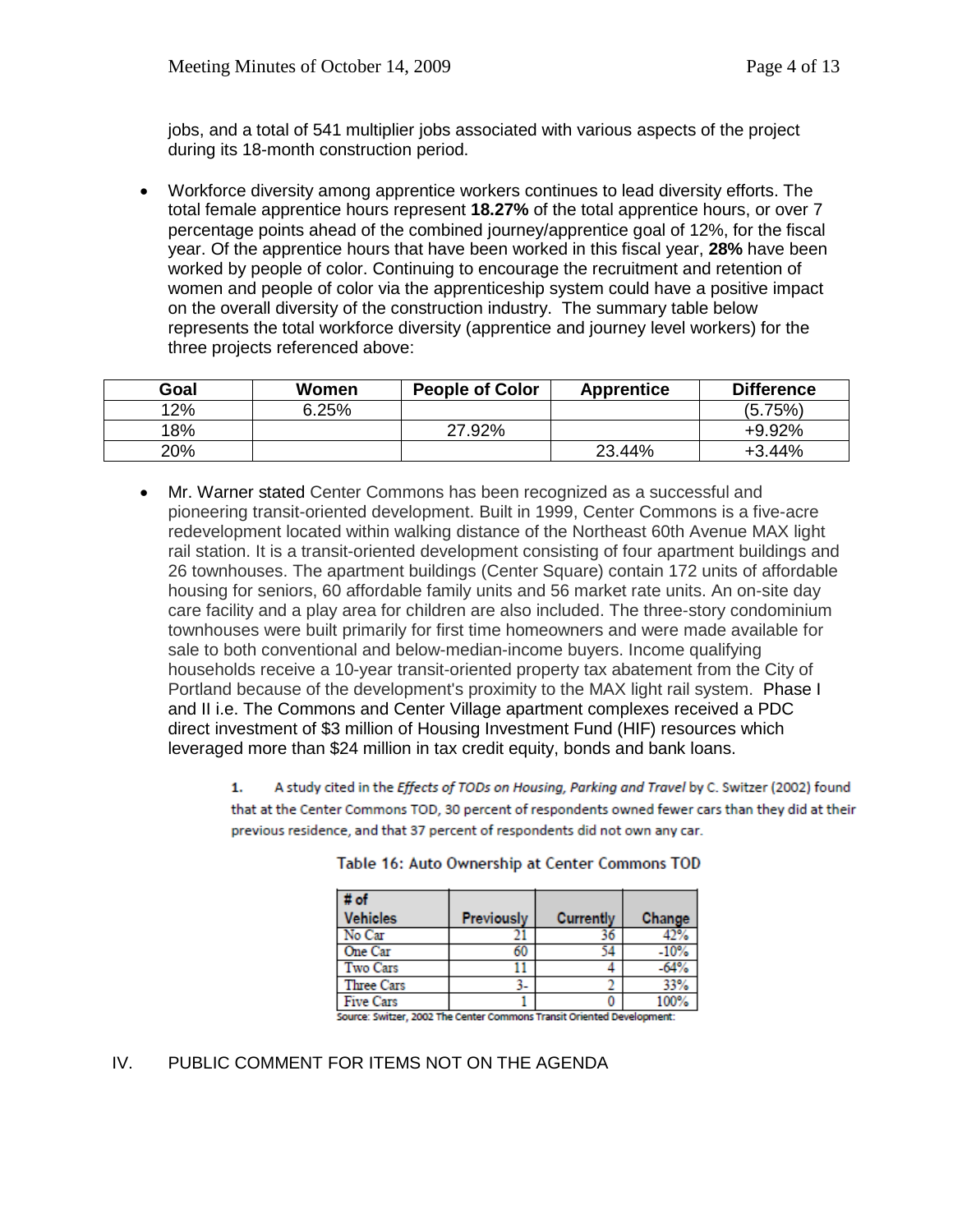jobs, and a total of 541 multiplier jobs associated with various aspects of the project during its 18-month construction period.

- Workforce diversity among apprentice workers continues to lead diversity efforts. The total female apprentice hours represent **18.27%** of the total apprentice hours, or over 7 percentage points ahead of the combined journey/apprentice goal of 12%, for the fiscal year. Of the apprentice hours that have been worked in this fiscal year, **28%** have been worked by people of color. Continuing to encourage the recruitment and retention of women and people of color via the apprenticeship system could have a positive impact on the overall diversity of the construction industry. The summary table below represents the total workforce diversity (apprentice and journey level workers) for the three projects referenced above:

| Goal | Women | People of Color | Apprentice | Difference |
|---|---|---|---|---|
| 12% | 6.25% | | | (5.75%) |
| 18% | | 27.92% | | +9.92% |
| 20% | | | 23.44% | +3.44% |

- Mr. Warner stated Center Commons has been recognized as a successful and pioneering transit-oriented development. Built in 1999, Center Commons is a five-acre redevelopment located within walking distance of the Northeast 60th Avenue MAX light rail station. It is a transit-oriented development consisting of four apartment buildings and 26 townhouses. The apartment buildings (Center Square) contain 172 units of affordable housing for seniors, 60 affordable family units and 56 market rate units. An on-site day care facility and a play area for children are also included. The three-story condominium townhouses were built primarily for first time homeowners and were made available for sale to both conventional and below-median-income buyers. Income qualifying households receive a 10-year transit-oriented property tax abatement from the City of Portland because of the development's proximity to the MAX light rail system. Phase I and II i.e. The Commons and Center Village apartment complexes received a PDC direct investment of $3 million of Housing Investment Fund (HIF) resources which leveraged more than $24 million in tax credit equity, bonds and bank loans.

1. A study cited in the *Effects of TODs on Housing, Parking and Travel* by C. Switzer (2002) found that at the Center Commons TOD, 30 percent of respondents owned fewer cars than they did at their previous residence, and that 37 percent of respondents did not own any car.

Table 16: Auto Ownership at Center Commons TOD

| # of Vehicles | Previously | Currently | Change |
|---|---|---|---|
| No Car | 21 | 36 | 42% |
| One Car | 60 | 54 | -10% |
| Two Cars | 11 | 4 | -64% |
| Three Cars | 3- | 2 | 33% |
| Five Cars | 1 | 0 | 100% |

Source: Switzer, 2002 The Center Commons Transit Oriented Development:

IV. PUBLIC COMMENT FOR ITEMS NOT ON THE AGENDA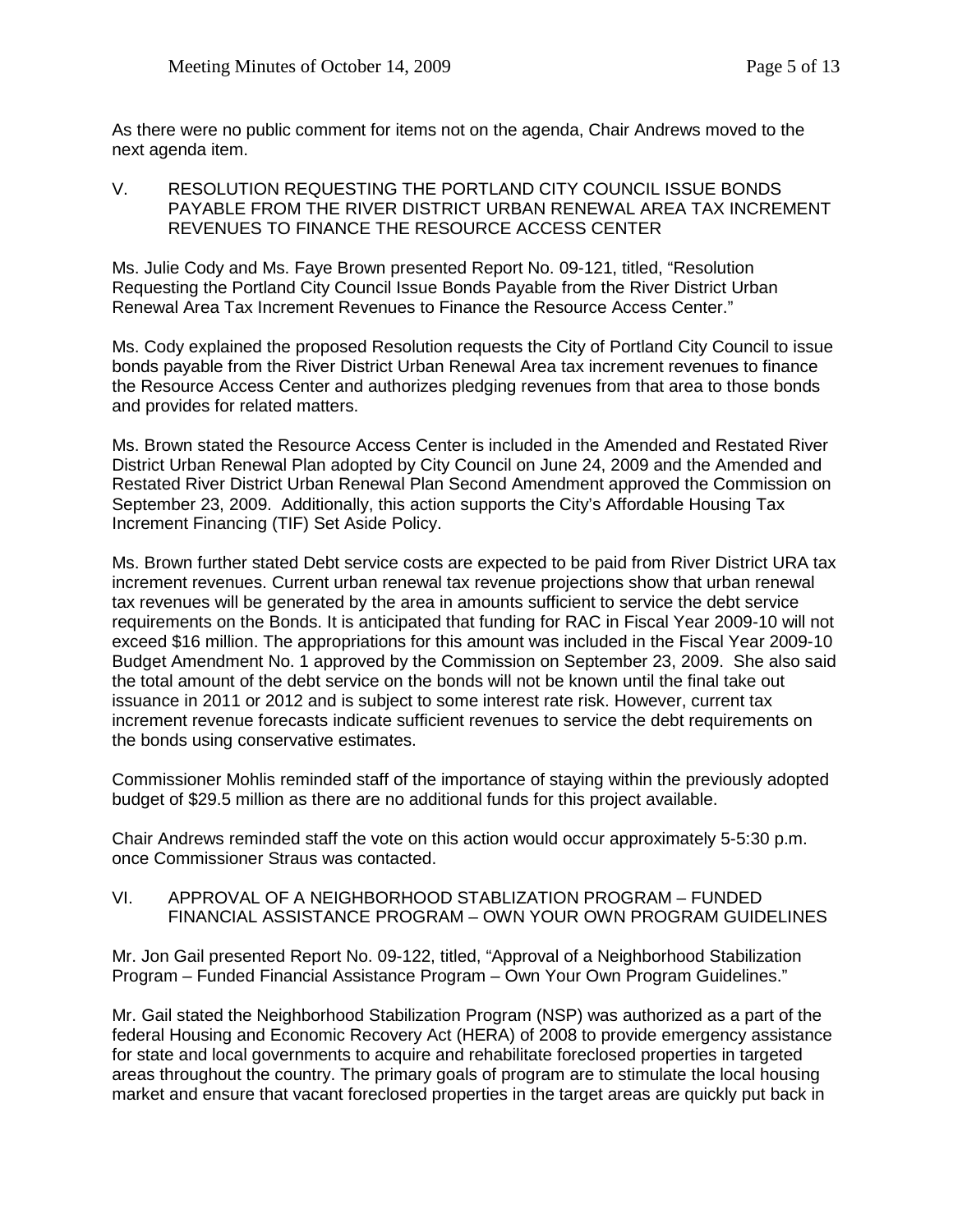As there were no public comment for items not on the agenda, Chair Andrews moved to the next agenda item.

## V. RESOLUTION REQUESTING THE PORTLAND CITY COUNCIL ISSUE BONDS PAYABLE FROM THE RIVER DISTRICT URBAN RENEWAL AREA TAX INCREMENT REVENUES TO FINANCE THE RESOURCE ACCESS CENTER

Ms. Julie Cody and Ms. Faye Brown presented Report No. 09-121, titled, "Resolution Requesting the Portland City Council Issue Bonds Payable from the River District Urban Renewal Area Tax Increment Revenues to Finance the Resource Access Center."

Ms. Cody explained the proposed Resolution requests the City of Portland City Council to issue bonds payable from the River District Urban Renewal Area tax increment revenues to finance the Resource Access Center and authorizes pledging revenues from that area to those bonds and provides for related matters.

Ms. Brown stated the Resource Access Center is included in the Amended and Restated River District Urban Renewal Plan adopted by City Council on June 24, 2009 and the Amended and Restated River District Urban Renewal Plan Second Amendment approved the Commission on September 23, 2009. Additionally, this action supports the City's Affordable Housing Tax Increment Financing (TIF) Set Aside Policy.

Ms. Brown further stated Debt service costs are expected to be paid from River District URA tax increment revenues. Current urban renewal tax revenue projections show that urban renewal tax revenues will be generated by the area in amounts sufficient to service the debt service requirements on the Bonds. It is anticipated that funding for RAC in Fiscal Year 2009-10 will not exceed $16 million. The appropriations for this amount was included in the Fiscal Year 2009-10 Budget Amendment No. 1 approved by the Commission on September 23, 2009. She also said the total amount of the debt service on the bonds will not be known until the final take out issuance in 2011 or 2012 and is subject to some interest rate risk. However, current tax increment revenue forecasts indicate sufficient revenues to service the debt requirements on the bonds using conservative estimates.

Commissioner Mohlis reminded staff of the importance of staying within the previously adopted budget of $29.5 million as there are no additional funds for this project available.

Chair Andrews reminded staff the vote on this action would occur approximately 5-5:30 p.m. once Commissioner Straus was contacted.

## VI. APPROVAL OF A NEIGHBORHOOD STABLIZATION PROGRAM – FUNDED FINANCIAL ASSISTANCE PROGRAM – OWN YOUR OWN PROGRAM GUIDELINES

Mr. Jon Gail presented Report No. 09-122, titled, "Approval of a Neighborhood Stabilization Program – Funded Financial Assistance Program – Own Your Own Program Guidelines."

Mr. Gail stated the Neighborhood Stabilization Program (NSP) was authorized as a part of the federal Housing and Economic Recovery Act (HERA) of 2008 to provide emergency assistance for state and local governments to acquire and rehabilitate foreclosed properties in targeted areas throughout the country. The primary goals of program are to stimulate the local housing market and ensure that vacant foreclosed properties in the target areas are quickly put back in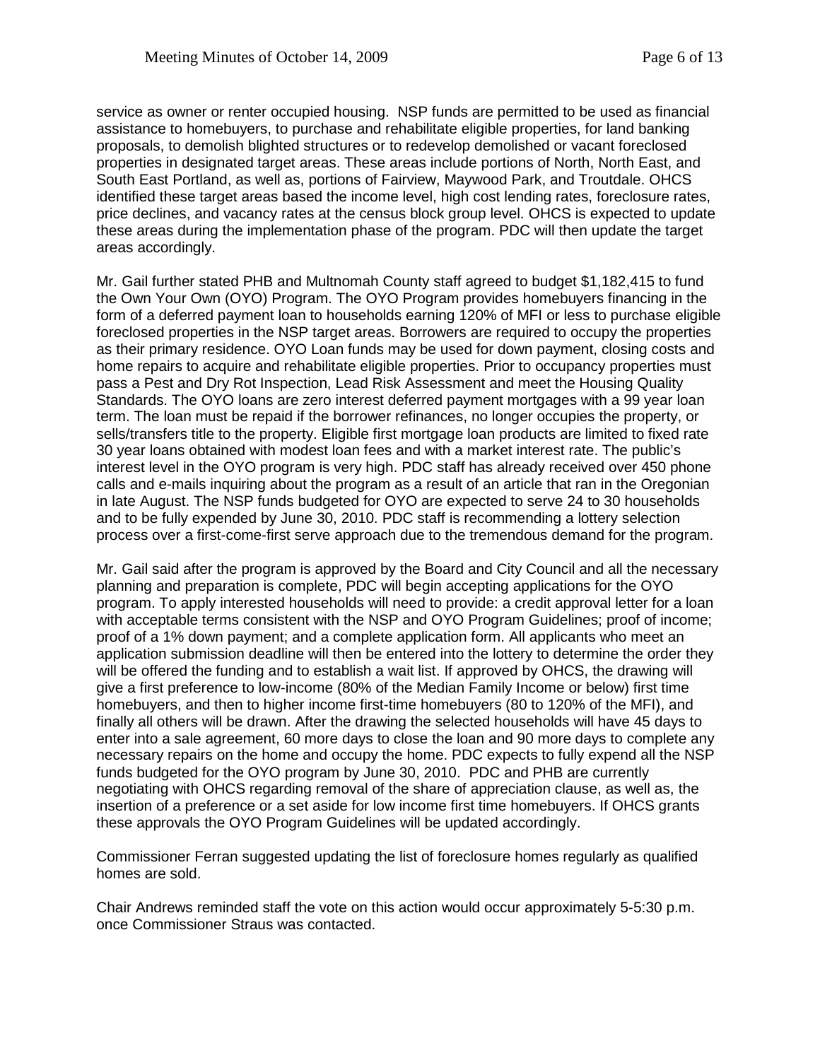service as owner or renter occupied housing. NSP funds are permitted to be used as financial assistance to homebuyers, to purchase and rehabilitate eligible properties, for land banking proposals, to demolish blighted structures or to redevelop demolished or vacant foreclosed properties in designated target areas. These areas include portions of North, North East, and South East Portland, as well as, portions of Fairview, Maywood Park, and Troutdale. OHCS identified these target areas based the income level, high cost lending rates, foreclosure rates, price declines, and vacancy rates at the census block group level. OHCS is expected to update these areas during the implementation phase of the program. PDC will then update the target areas accordingly.

Mr. Gail further stated PHB and Multnomah County staff agreed to budget $1,182,415 to fund the Own Your Own (OYO) Program. The OYO Program provides homebuyers financing in the form of a deferred payment loan to households earning 120% of MFI or less to purchase eligible foreclosed properties in the NSP target areas. Borrowers are required to occupy the properties as their primary residence. OYO Loan funds may be used for down payment, closing costs and home repairs to acquire and rehabilitate eligible properties. Prior to occupancy properties must pass a Pest and Dry Rot Inspection, Lead Risk Assessment and meet the Housing Quality Standards. The OYO loans are zero interest deferred payment mortgages with a 99 year loan term. The loan must be repaid if the borrower refinances, no longer occupies the property, or sells/transfers title to the property. Eligible first mortgage loan products are limited to fixed rate 30 year loans obtained with modest loan fees and with a market interest rate. The public's interest level in the OYO program is very high. PDC staff has already received over 450 phone calls and e-mails inquiring about the program as a result of an article that ran in the Oregonian in late August. The NSP funds budgeted for OYO are expected to serve 24 to 30 households and to be fully expended by June 30, 2010. PDC staff is recommending a lottery selection process over a first-come-first serve approach due to the tremendous demand for the program.

Mr. Gail said after the program is approved by the Board and City Council and all the necessary planning and preparation is complete, PDC will begin accepting applications for the OYO program. To apply interested households will need to provide: a credit approval letter for a loan with acceptable terms consistent with the NSP and OYO Program Guidelines; proof of income; proof of a 1% down payment; and a complete application form. All applicants who meet an application submission deadline will then be entered into the lottery to determine the order they will be offered the funding and to establish a wait list. If approved by OHCS, the drawing will give a first preference to low-income (80% of the Median Family Income or below) first time homebuyers, and then to higher income first-time homebuyers (80 to 120% of the MFI), and finally all others will be drawn. After the drawing the selected households will have 45 days to enter into a sale agreement, 60 more days to close the loan and 90 more days to complete any necessary repairs on the home and occupy the home. PDC expects to fully expend all the NSP funds budgeted for the OYO program by June 30, 2010. PDC and PHB are currently negotiating with OHCS regarding removal of the share of appreciation clause, as well as, the insertion of a preference or a set aside for low income first time homebuyers. If OHCS grants these approvals the OYO Program Guidelines will be updated accordingly.

Commissioner Ferran suggested updating the list of foreclosure homes regularly as qualified homes are sold.

Chair Andrews reminded staff the vote on this action would occur approximately 5-5:30 p.m. once Commissioner Straus was contacted.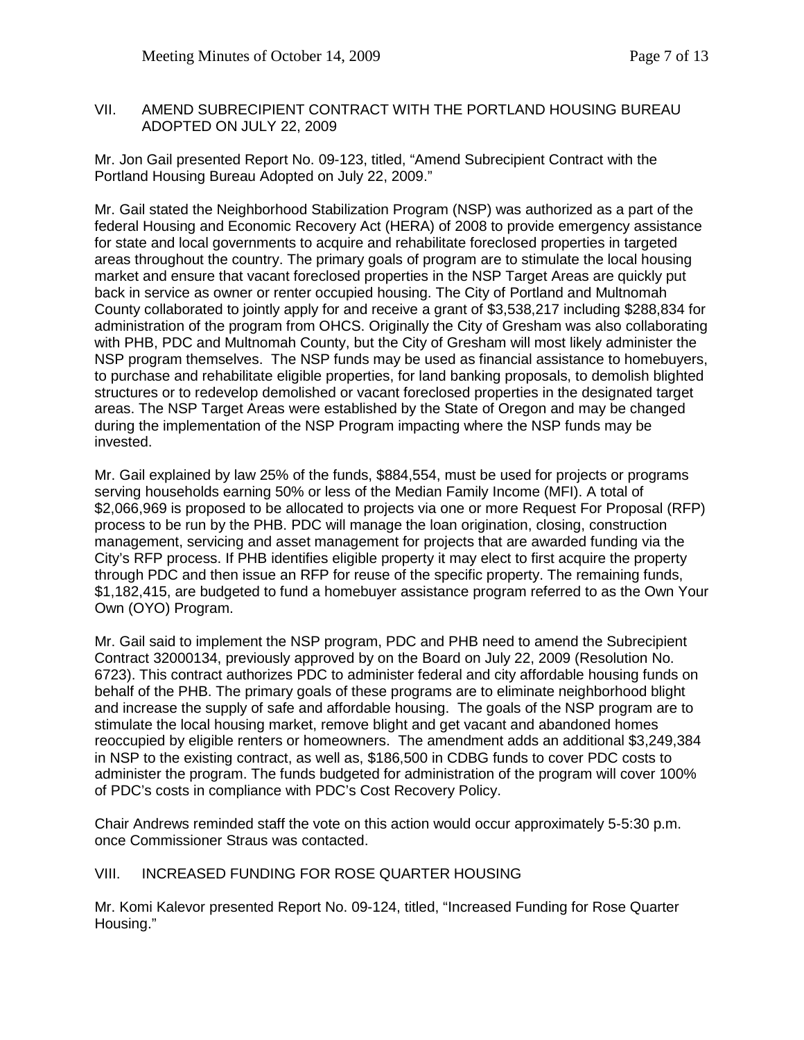## VII. AMEND SUBRECIPIENT CONTRACT WITH THE PORTLAND HOUSING BUREAU ADOPTED ON JULY 22, 2009

Mr. Jon Gail presented Report No. 09-123, titled, "Amend Subrecipient Contract with the Portland Housing Bureau Adopted on July 22, 2009."

Mr. Gail stated the Neighborhood Stabilization Program (NSP) was authorized as a part of the federal Housing and Economic Recovery Act (HERA) of 2008 to provide emergency assistance for state and local governments to acquire and rehabilitate foreclosed properties in targeted areas throughout the country. The primary goals of program are to stimulate the local housing market and ensure that vacant foreclosed properties in the NSP Target Areas are quickly put back in service as owner or renter occupied housing. The City of Portland and Multnomah County collaborated to jointly apply for and receive a grant of $3,538,217 including $288,834 for administration of the program from OHCS. Originally the City of Gresham was also collaborating with PHB, PDC and Multnomah County, but the City of Gresham will most likely administer the NSP program themselves. The NSP funds may be used as financial assistance to homebuyers, to purchase and rehabilitate eligible properties, for land banking proposals, to demolish blighted structures or to redevelop demolished or vacant foreclosed properties in the designated target areas. The NSP Target Areas were established by the State of Oregon and may be changed during the implementation of the NSP Program impacting where the NSP funds may be invested.

Mr. Gail explained by law 25% of the funds, $884,554, must be used for projects or programs serving households earning 50% or less of the Median Family Income (MFI). A total of $2,066,969 is proposed to be allocated to projects via one or more Request For Proposal (RFP) process to be run by the PHB. PDC will manage the loan origination, closing, construction management, servicing and asset management for projects that are awarded funding via the City's RFP process. If PHB identifies eligible property it may elect to first acquire the property through PDC and then issue an RFP for reuse of the specific property. The remaining funds, $1,182,415, are budgeted to fund a homebuyer assistance program referred to as the Own Your Own (OYO) Program.

Mr. Gail said to implement the NSP program, PDC and PHB need to amend the Subrecipient Contract 32000134, previously approved by on the Board on July 22, 2009 (Resolution No. 6723). This contract authorizes PDC to administer federal and city affordable housing funds on behalf of the PHB. The primary goals of these programs are to eliminate neighborhood blight and increase the supply of safe and affordable housing. The goals of the NSP program are to stimulate the local housing market, remove blight and get vacant and abandoned homes reoccupied by eligible renters or homeowners. The amendment adds an additional $3,249,384 in NSP to the existing contract, as well as, $186,500 in CDBG funds to cover PDC costs to administer the program. The funds budgeted for administration of the program will cover 100% of PDC's costs in compliance with PDC's Cost Recovery Policy.

Chair Andrews reminded staff the vote on this action would occur approximately 5-5:30 p.m. once Commissioner Straus was contacted.

## VIII. INCREASED FUNDING FOR ROSE QUARTER HOUSING

Mr. Komi Kalevor presented Report No. 09-124, titled, "Increased Funding for Rose Quarter Housing."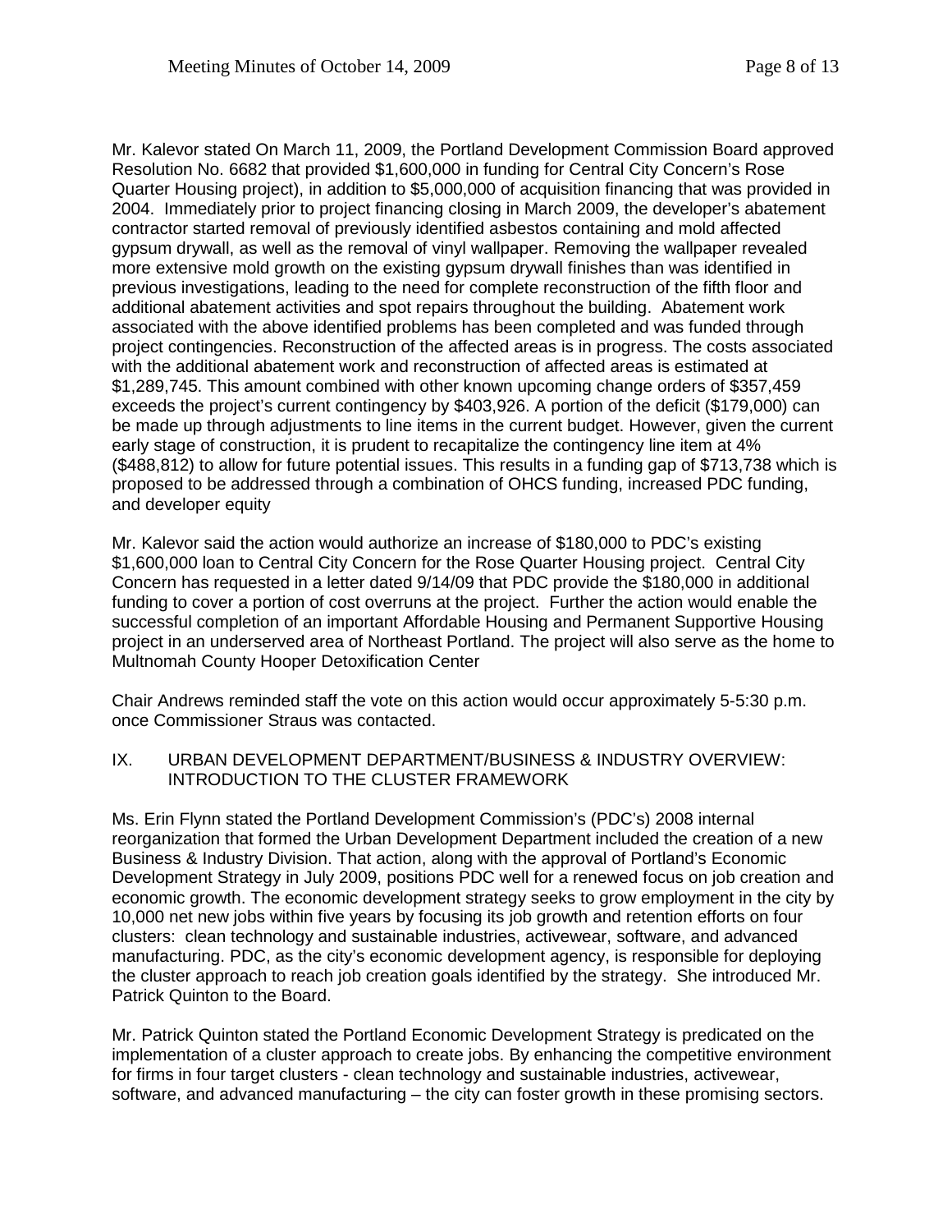Mr. Kalevor stated On March 11, 2009, the Portland Development Commission Board approved Resolution No. 6682 that provided $1,600,000 in funding for Central City Concern's Rose Quarter Housing project), in addition to $5,000,000 of acquisition financing that was provided in 2004. Immediately prior to project financing closing in March 2009, the developer's abatement contractor started removal of previously identified asbestos containing and mold affected gypsum drywall, as well as the removal of vinyl wallpaper. Removing the wallpaper revealed more extensive mold growth on the existing gypsum drywall finishes than was identified in previous investigations, leading to the need for complete reconstruction of the fifth floor and additional abatement activities and spot repairs throughout the building. Abatement work associated with the above identified problems has been completed and was funded through project contingencies. Reconstruction of the affected areas is in progress. The costs associated with the additional abatement work and reconstruction of affected areas is estimated at $1,289,745. This amount combined with other known upcoming change orders of $357,459 exceeds the project's current contingency by $403,926. A portion of the deficit ($179,000) can be made up through adjustments to line items in the current budget. However, given the current early stage of construction, it is prudent to recapitalize the contingency line item at 4% ($488,812) to allow for future potential issues. This results in a funding gap of $713,738 which is proposed to be addressed through a combination of OHCS funding, increased PDC funding, and developer equity

Mr. Kalevor said the action would authorize an increase of $180,000 to PDC's existing $1,600,000 loan to Central City Concern for the Rose Quarter Housing project. Central City Concern has requested in a letter dated 9/14/09 that PDC provide the $180,000 in additional funding to cover a portion of cost overruns at the project. Further the action would enable the successful completion of an important Affordable Housing and Permanent Supportive Housing project in an underserved area of Northeast Portland. The project will also serve as the home to Multnomah County Hooper Detoxification Center

Chair Andrews reminded staff the vote on this action would occur approximately 5-5:30 p.m. once Commissioner Straus was contacted.

## IX. URBAN DEVELOPMENT DEPARTMENT/BUSINESS & INDUSTRY OVERVIEW: INTRODUCTION TO THE CLUSTER FRAMEWORK

Ms. Erin Flynn stated the Portland Development Commission's (PDC's) 2008 internal reorganization that formed the Urban Development Department included the creation of a new Business & Industry Division. That action, along with the approval of Portland's Economic Development Strategy in July 2009, positions PDC well for a renewed focus on job creation and economic growth. The economic development strategy seeks to grow employment in the city by 10,000 net new jobs within five years by focusing its job growth and retention efforts on four clusters: clean technology and sustainable industries, activewear, software, and advanced manufacturing. PDC, as the city's economic development agency, is responsible for deploying the cluster approach to reach job creation goals identified by the strategy. She introduced Mr. Patrick Quinton to the Board.

Mr. Patrick Quinton stated the Portland Economic Development Strategy is predicated on the implementation of a cluster approach to create jobs. By enhancing the competitive environment for firms in four target clusters - clean technology and sustainable industries, activewear, software, and advanced manufacturing – the city can foster growth in these promising sectors.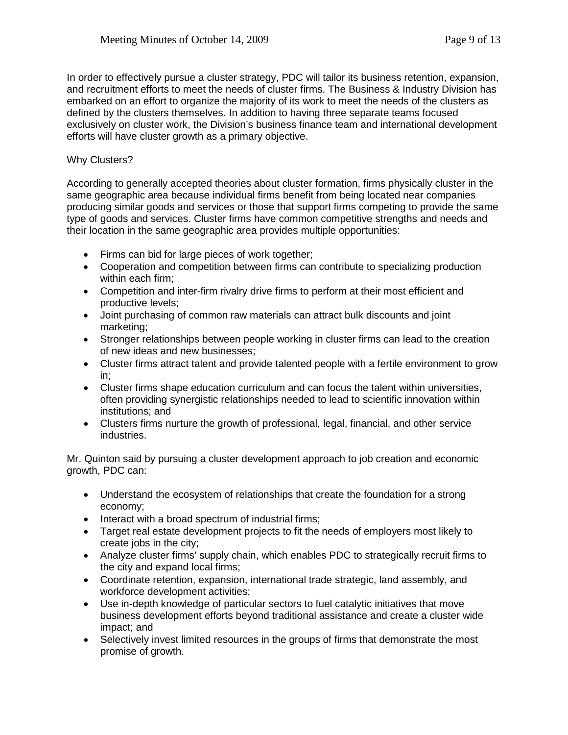In order to effectively pursue a cluster strategy, PDC will tailor its business retention, expansion, and recruitment efforts to meet the needs of cluster firms. The Business & Industry Division has embarked on an effort to organize the majority of its work to meet the needs of the clusters as defined by the clusters themselves. In addition to having three separate teams focused exclusively on cluster work, the Division's business finance team and international development efforts will have cluster growth as a primary objective.

Why Clusters?

According to generally accepted theories about cluster formation, firms physically cluster in the same geographic area because individual firms benefit from being located near companies producing similar goods and services or those that support firms competing to provide the same type of goods and services. Cluster firms have common competitive strengths and needs and their location in the same geographic area provides multiple opportunities:

- Firms can bid for large pieces of work together;
- Cooperation and competition between firms can contribute to specializing production within each firm;
- Competition and inter-firm rivalry drive firms to perform at their most efficient and productive levels;
- Joint purchasing of common raw materials can attract bulk discounts and joint marketing;
- Stronger relationships between people working in cluster firms can lead to the creation of new ideas and new businesses;
- Cluster firms attract talent and provide talented people with a fertile environment to grow in;
- Cluster firms shape education curriculum and can focus the talent within universities, often providing synergistic relationships needed to lead to scientific innovation within institutions; and
- Clusters firms nurture the growth of professional, legal, financial, and other service industries.

Mr. Quinton said by pursuing a cluster development approach to job creation and economic growth, PDC can:

- Understand the ecosystem of relationships that create the foundation for a strong economy;
- Interact with a broad spectrum of industrial firms;
- Target real estate development projects to fit the needs of employers most likely to create jobs in the city;
- Analyze cluster firms' supply chain, which enables PDC to strategically recruit firms to the city and expand local firms;
- Coordinate retention, expansion, international trade strategic, land assembly, and workforce development activities;
- Use in-depth knowledge of particular sectors to fuel catalytic initiatives that move business development efforts beyond traditional assistance and create a cluster wide impact; and
- Selectively invest limited resources in the groups of firms that demonstrate the most promise of growth.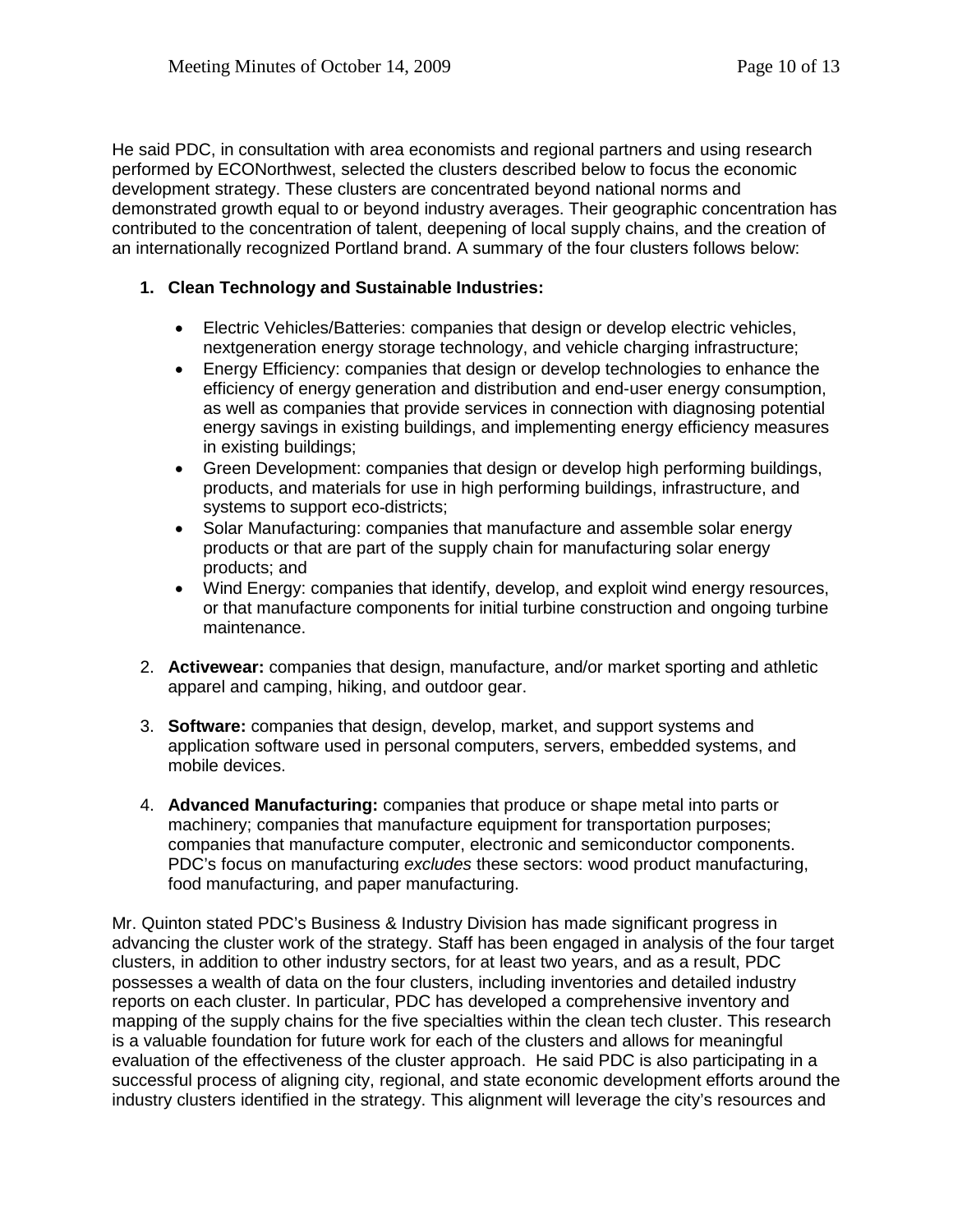He said PDC, in consultation with area economists and regional partners and using research performed by ECONorthwest, selected the clusters described below to focus the economic development strategy. These clusters are concentrated beyond national norms and demonstrated growth equal to or beyond industry averages. Their geographic concentration has contributed to the concentration of talent, deepening of local supply chains, and the creation of an internationally recognized Portland brand. A summary of the four clusters follows below:

1. **Clean Technology and Sustainable Industries:**

   - Electric Vehicles/Batteries: companies that design or develop electric vehicles, nextgeneration energy storage technology, and vehicle charging infrastructure;
   - Energy Efficiency: companies that design or develop technologies to enhance the efficiency of energy generation and distribution and end-user energy consumption, as well as companies that provide services in connection with diagnosing potential energy savings in existing buildings, and implementing energy efficiency measures in existing buildings;
   - Green Development: companies that design or develop high performing buildings, products, and materials for use in high performing buildings, infrastructure, and systems to support eco-districts;
   - Solar Manufacturing: companies that manufacture and assemble solar energy products or that are part of the supply chain for manufacturing solar energy products; and
   - Wind Energy: companies that identify, develop, and exploit wind energy resources, or that manufacture components for initial turbine construction and ongoing turbine maintenance.

2. **Activewear:** companies that design, manufacture, and/or market sporting and athletic apparel and camping, hiking, and outdoor gear.

3. **Software:** companies that design, develop, market, and support systems and application software used in personal computers, servers, embedded systems, and mobile devices.

4. **Advanced Manufacturing:** companies that produce or shape metal into parts or machinery; companies that manufacture equipment for transportation purposes; companies that manufacture computer, electronic and semiconductor components. PDC's focus on manufacturing *excludes* these sectors: wood product manufacturing, food manufacturing, and paper manufacturing.

Mr. Quinton stated PDC's Business & Industry Division has made significant progress in advancing the cluster work of the strategy. Staff has been engaged in analysis of the four target clusters, in addition to other industry sectors, for at least two years, and as a result, PDC possesses a wealth of data on the four clusters, including inventories and detailed industry reports on each cluster. In particular, PDC has developed a comprehensive inventory and mapping of the supply chains for the five specialties within the clean tech cluster. This research is a valuable foundation for future work for each of the clusters and allows for meaningful evaluation of the effectiveness of the cluster approach. He said PDC is also participating in a successful process of aligning city, regional, and state economic development efforts around the industry clusters identified in the strategy. This alignment will leverage the city's resources and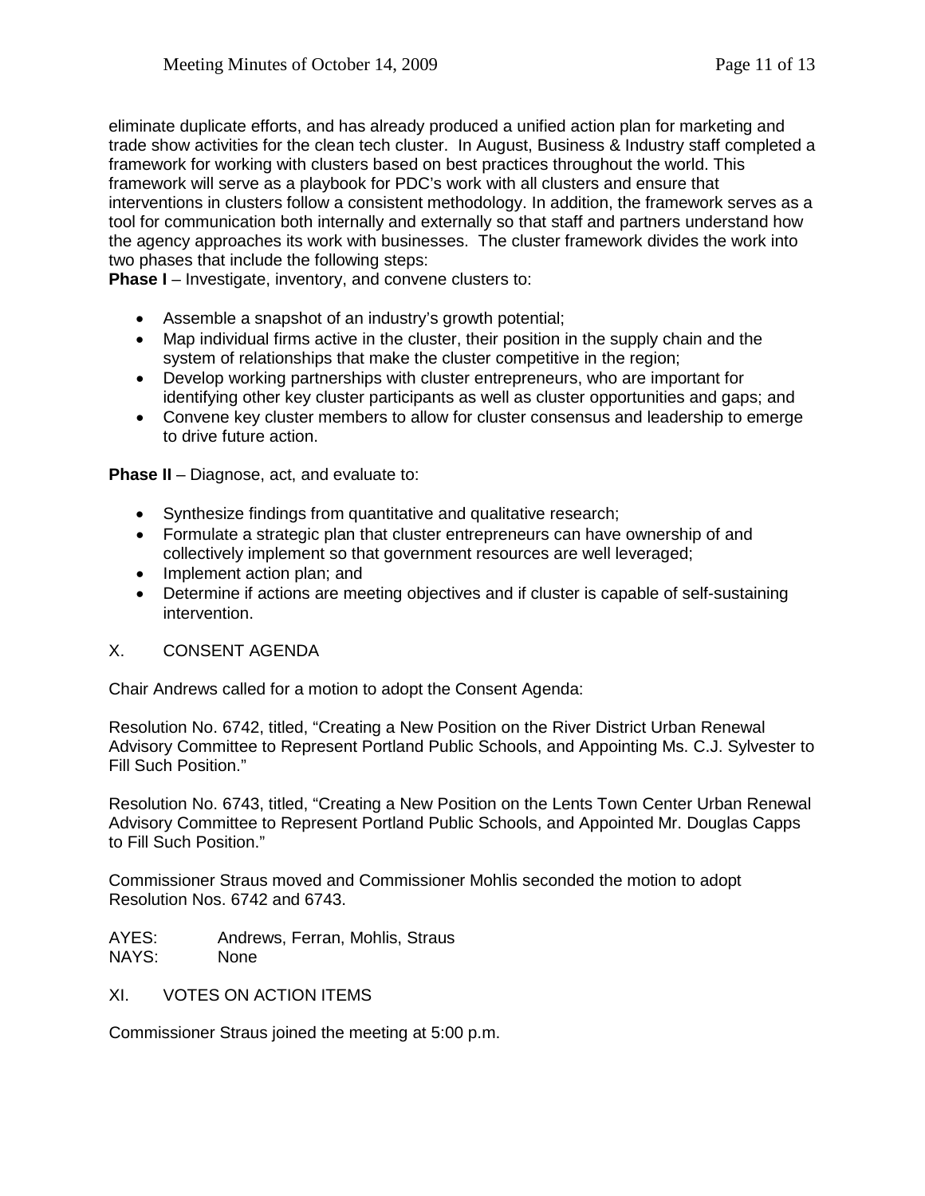eliminate duplicate efforts, and has already produced a unified action plan for marketing and trade show activities for the clean tech cluster. In August, Business & Industry staff completed a framework for working with clusters based on best practices throughout the world. This framework will serve as a playbook for PDC's work with all clusters and ensure that interventions in clusters follow a consistent methodology. In addition, the framework serves as a tool for communication both internally and externally so that staff and partners understand how the agency approaches its work with businesses. The cluster framework divides the work into two phases that include the following steps:

**Phase I** – Investigate, inventory, and convene clusters to:

- Assemble a snapshot of an industry's growth potential;
- Map individual firms active in the cluster, their position in the supply chain and the system of relationships that make the cluster competitive in the region;
- Develop working partnerships with cluster entrepreneurs, who are important for identifying other key cluster participants as well as cluster opportunities and gaps; and
- Convene key cluster members to allow for cluster consensus and leadership to emerge to drive future action.

**Phase II** – Diagnose, act, and evaluate to:

- Synthesize findings from quantitative and qualitative research;
- Formulate a strategic plan that cluster entrepreneurs can have ownership of and collectively implement so that government resources are well leveraged;
- Implement action plan; and
- Determine if actions are meeting objectives and if cluster is capable of self-sustaining intervention.

## X. CONSENT AGENDA

Chair Andrews called for a motion to adopt the Consent Agenda:

Resolution No. 6742, titled, "Creating a New Position on the River District Urban Renewal Advisory Committee to Represent Portland Public Schools, and Appointing Ms. C.J. Sylvester to Fill Such Position."

Resolution No. 6743, titled, "Creating a New Position on the Lents Town Center Urban Renewal Advisory Committee to Represent Portland Public Schools, and Appointed Mr. Douglas Capps to Fill Such Position."

Commissioner Straus moved and Commissioner Mohlis seconded the motion to adopt Resolution Nos. 6742 and 6743.

AYES: Andrews, Ferran, Mohlis, Straus
NAYS: None

## XI. VOTES ON ACTION ITEMS

Commissioner Straus joined the meeting at 5:00 p.m.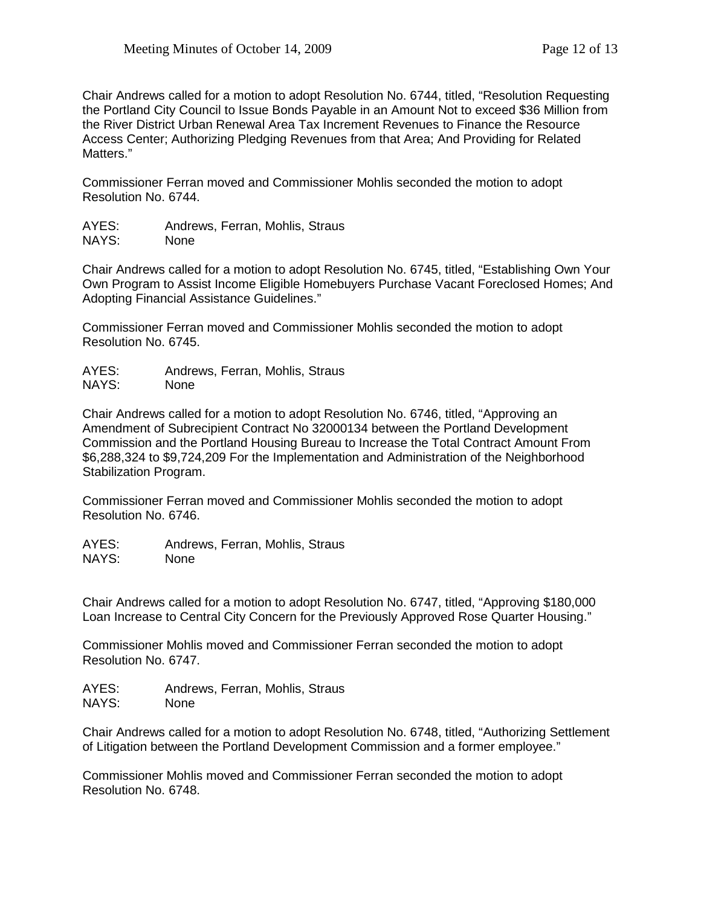Chair Andrews called for a motion to adopt Resolution No. 6744, titled, "Resolution Requesting the Portland City Council to Issue Bonds Payable in an Amount Not to exceed $36 Million from the River District Urban Renewal Area Tax Increment Revenues to Finance the Resource Access Center; Authorizing Pledging Revenues from that Area; And Providing for Related Matters."

Commissioner Ferran moved and Commissioner Mohlis seconded the motion to adopt Resolution No. 6744.

AYES: Andrews, Ferran, Mohlis, Straus
NAYS: None

Chair Andrews called for a motion to adopt Resolution No. 6745, titled, "Establishing Own Your Own Program to Assist Income Eligible Homebuyers Purchase Vacant Foreclosed Homes; And Adopting Financial Assistance Guidelines."

Commissioner Ferran moved and Commissioner Mohlis seconded the motion to adopt Resolution No. 6745.

AYES: Andrews, Ferran, Mohlis, Straus
NAYS: None

Chair Andrews called for a motion to adopt Resolution No. 6746, titled, "Approving an Amendment of Subrecipient Contract No 32000134 between the Portland Development Commission and the Portland Housing Bureau to Increase the Total Contract Amount From $6,288,324 to $9,724,209 For the Implementation and Administration of the Neighborhood Stabilization Program.

Commissioner Ferran moved and Commissioner Mohlis seconded the motion to adopt Resolution No. 6746.

AYES: Andrews, Ferran, Mohlis, Straus
NAYS: None

Chair Andrews called for a motion to adopt Resolution No. 6747, titled, "Approving $180,000 Loan Increase to Central City Concern for the Previously Approved Rose Quarter Housing."

Commissioner Mohlis moved and Commissioner Ferran seconded the motion to adopt Resolution No. 6747.

AYES: Andrews, Ferran, Mohlis, Straus
NAYS: None

Chair Andrews called for a motion to adopt Resolution No. 6748, titled, "Authorizing Settlement of Litigation between the Portland Development Commission and a former employee."

Commissioner Mohlis moved and Commissioner Ferran seconded the motion to adopt Resolution No. 6748.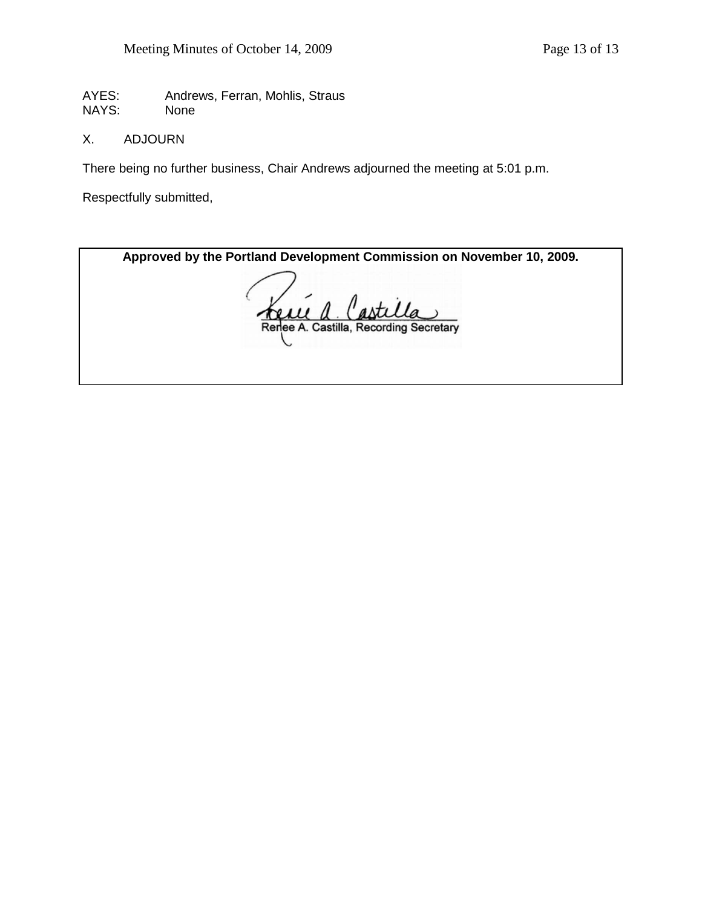AYES: Andrews, Ferran, Mohlis, Straus
NAYS: None

X. ADJOURN

There being no further business, Chair Andrews adjourned the meeting at 5:01 p.m.

Respectfully submitted,

**Approved by the Portland Development Commission on November 10, 2009.**

Renee A. Castilla, Recording Secretary